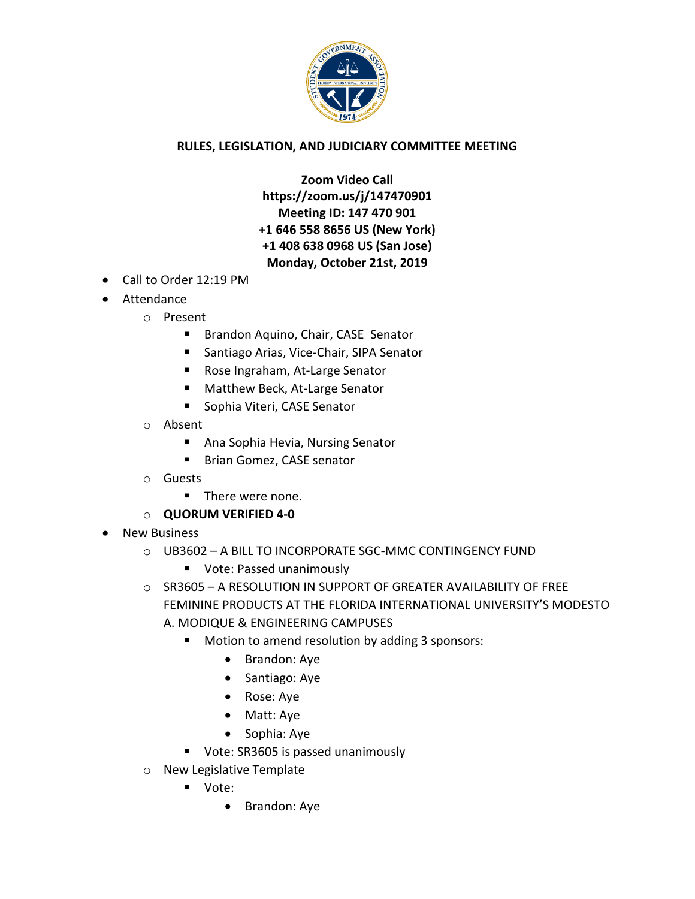**RULES, LEGISLATION, AND JUDICIARY COMMITTEE MEETING**

**Zoom Video Call**
**https://zoom.us/j/147470901**
**Meeting ID: 147 470 901**
**+1 646 558 8656 US (New York)**
**+1 408 638 0968 US (San Jose)**
**Monday, October 21st, 2019**

- Call to Order 12:19 PM
- Attendance
  - Present
    - Brandon Aquino, Chair, CASE Senator
    - Santiago Arias, Vice-Chair, SIPA Senator
    - Rose Ingraham, At-Large Senator
    - Matthew Beck, At-Large Senator
    - Sophia Viteri, CASE Senator
  - Absent
    - Ana Sophia Hevia, Nursing Senator
    - Brian Gomez, CASE senator
  - Guests
    - There were none.
  - **QUORUM VERIFIED 4-0**
- New Business
  - UB3602 – A BILL TO INCORPORATE SGC-MMC CONTINGENCY FUND
    - Vote: Passed unanimously
  - SR3605 – A RESOLUTION IN SUPPORT OF GREATER AVAILABILITY OF FREE FEMININE PRODUCTS AT THE FLORIDA INTERNATIONAL UNIVERSITY'S MODESTO A. MODIQUE & ENGINEERING CAMPUSES
    - Motion to amend resolution by adding 3 sponsors:
      - Brandon: Aye
      - Santiago: Aye
      - Rose: Aye
      - Matt: Aye
      - Sophia: Aye
    - Vote: SR3605 is passed unanimously
  - New Legislative Template
    - Vote:
      - Brandon: Aye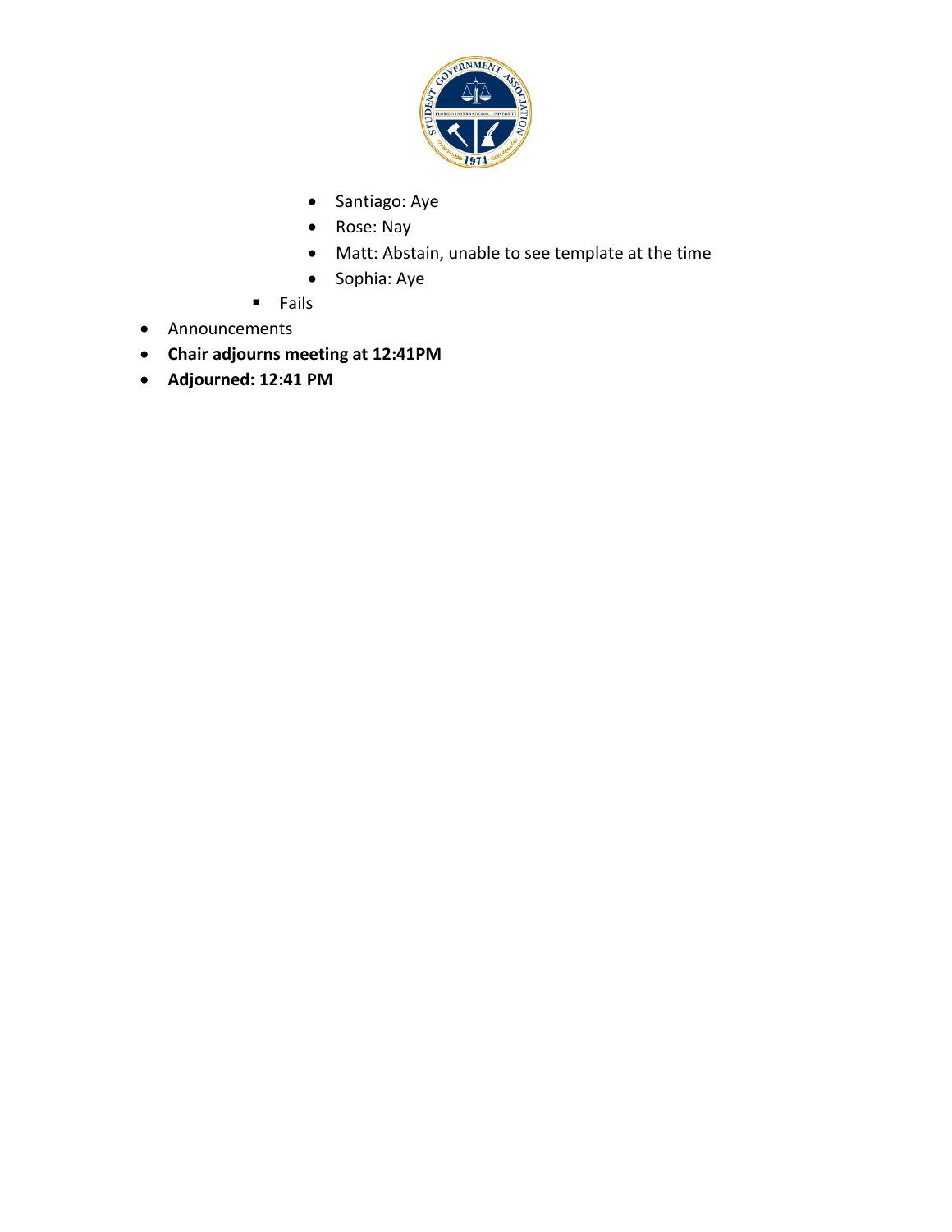- Santiago: Aye
        - Rose: Nay
        - Matt: Abstain, unable to see template at the time
        - Sophia: Aye
      - Fails
- Announcements
- **Chair adjourns meeting at 12:41PM**
- **Adjourned: 12:41 PM**